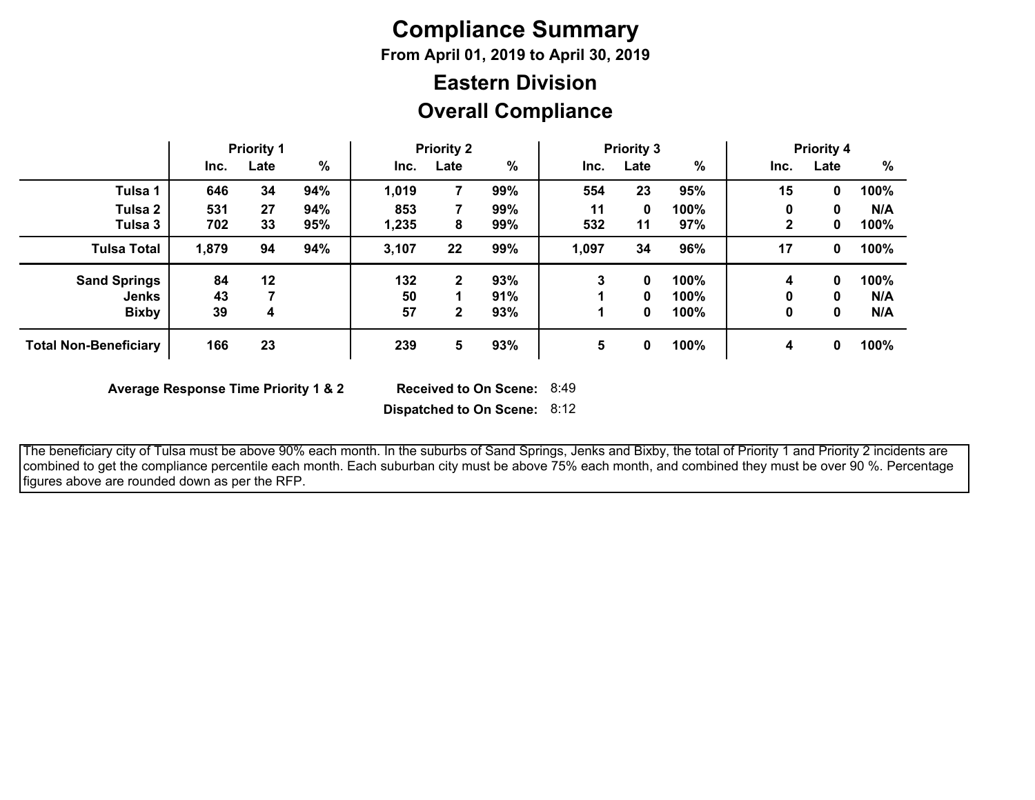# Compliance Summary

**From April 01, 2019 to April 30, 2019**

## Eastern Division

## Overall Compliance

| | Priority 1 | | | Priority 2 | | | Priority 3 | | | Priority 4 | | |
|---|---|---|---|---|---|---|---|---|---|---|---|---|
| | Inc. | Late | % | Inc. | Late | % | Inc. | Late | % | Inc. | Late | % |
| **Tulsa 1** | 646 | 34 | 94% | 1,019 | 7 | 99% | 554 | 23 | 95% | 15 | 0 | 100% |
| **Tulsa 2** | 531 | 27 | 94% | 853 | 7 | 99% | 11 | 0 | 100% | 0 | 0 | N/A |
| **Tulsa 3** | 702 | 33 | 95% | 1,235 | 8 | 99% | 532 | 11 | 97% | 2 | 0 | 100% |
| **Tulsa Total** | 1,879 | 94 | 94% | 3,107 | 22 | 99% | 1,097 | 34 | 96% | 17 | 0 | 100% |
| **Sand Springs** | 84 | 12 | | 132 | 2 | 93% | 3 | 0 | 100% | 4 | 0 | 100% |
| **Jenks** | 43 | 7 | | 50 | 1 | 91% | 1 | 0 | 100% | 0 | 0 | N/A |
| **Bixby** | 39 | 4 | | 57 | 2 | 93% | 1 | 0 | 100% | 0 | 0 | N/A |
| **Total Non-Beneficiary** | 166 | 23 | | 239 | 5 | 93% | 5 | 0 | 100% | 4 | 0 | 100% |

**Average Response Time Priority 1 & 2**

**Received to On Scene:** 8:49

**Dispatched to On Scene:** 8:12

The beneficiary city of Tulsa must be above 90% each month. In the suburbs of Sand Springs, Jenks and Bixby, the total of Priority 1 and Priority 2 incidents are combined to get the compliance percentile each month. Each suburban city must be above 75% each month, and combined they must be over 90 %. Percentage figures above are rounded down as per the RFP.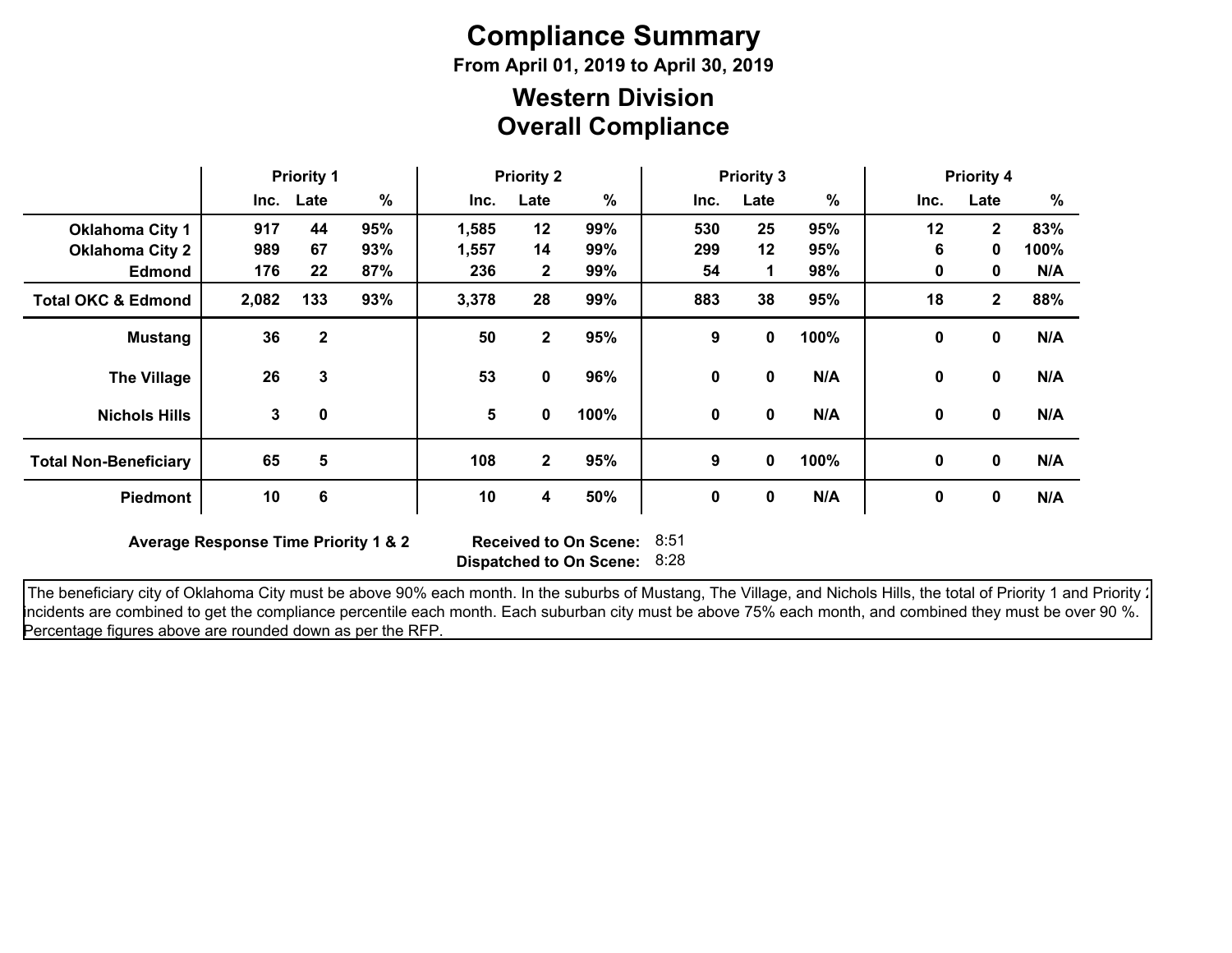# Compliance Summary

**From April 01, 2019 to April 30, 2019**

## Western Division
## Overall Compliance

| | Priority 1 | | | Priority 2 | | | Priority 3 | | | Priority 4 | | |
|---|---|---|---|---|---|---|---|---|---|---|---|---|
| | Inc. | Late | % | Inc. | Late | % | Inc. | Late | % | Inc. | Late | % |
| **Oklahoma City 1** | 917 | 44 | 95% | 1,585 | 12 | 99% | 530 | 25 | 95% | 12 | 2 | 83% |
| **Oklahoma City 2** | 989 | 67 | 93% | 1,557 | 14 | 99% | 299 | 12 | 95% | 6 | 0 | 100% |
| **Edmond** | 176 | 22 | 87% | 236 | 2 | 99% | 54 | 1 | 98% | 0 | 0 | N/A |
| **Total OKC & Edmond** | 2,082 | 133 | 93% | 3,378 | 28 | 99% | 883 | 38 | 95% | 18 | 2 | 88% |
| **Mustang** | 36 | 2 | | 50 | 2 | 95% | 9 | 0 | 100% | 0 | 0 | N/A |
| **The Village** | 26 | 3 | | 53 | 0 | 96% | 0 | 0 | N/A | 0 | 0 | N/A |
| **Nichols Hills** | 3 | 0 | | 5 | 0 | 100% | 0 | 0 | N/A | 0 | 0 | N/A |
| **Total Non-Beneficiary** | 65 | 5 | | 108 | 2 | 95% | 9 | 0 | 100% | 0 | 0 | N/A |
| **Piedmont** | 10 | 6 | | 10 | 4 | 50% | 0 | 0 | N/A | 0 | 0 | N/A |

**Average Response Time Priority 1 & 2** **Received to On Scene:** 8:51
**Dispatched to On Scene:** 8:28

The beneficiary city of Oklahoma City must be above 90% each month. In the suburbs of Mustang, The Village, and Nichols Hills, the total of Priority 1 and Priority 2 incidents are combined to get the compliance percentile each month. Each suburban city must be above 75% each month, and combined they must be over 90 %. Percentage figures above are rounded down as per the RFP.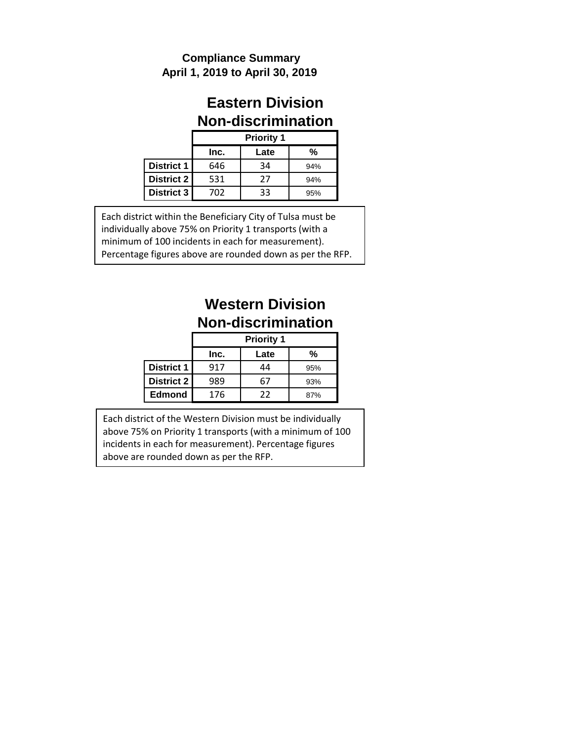**Compliance Summary**
**April 1, 2019 to April 30, 2019**

## Eastern Division Non-discrimination

| | Priority 1 | | |
|---|---|---|---|
| | Inc. | Late | % |
| District 1 | 646 | 34 | 94% |
| District 2 | 531 | 27 | 94% |
| District 3 | 702 | 33 | 95% |

Each district within the Beneficiary City of Tulsa must be individually above 75% on Priority 1 transports (with a minimum of 100 incidents in each for measurement). Percentage figures above are rounded down as per the RFP.

## Western Division Non-discrimination

| | Priority 1 | | |
|---|---|---|---|
| | Inc. | Late | % |
| District 1 | 917 | 44 | 95% |
| District 2 | 989 | 67 | 93% |
| Edmond | 176 | 22 | 87% |

Each district of the Western Division must be individually above 75% on Priority 1 transports (with a minimum of 100 incidents in each for measurement). Percentage figures above are rounded down as per the RFP.